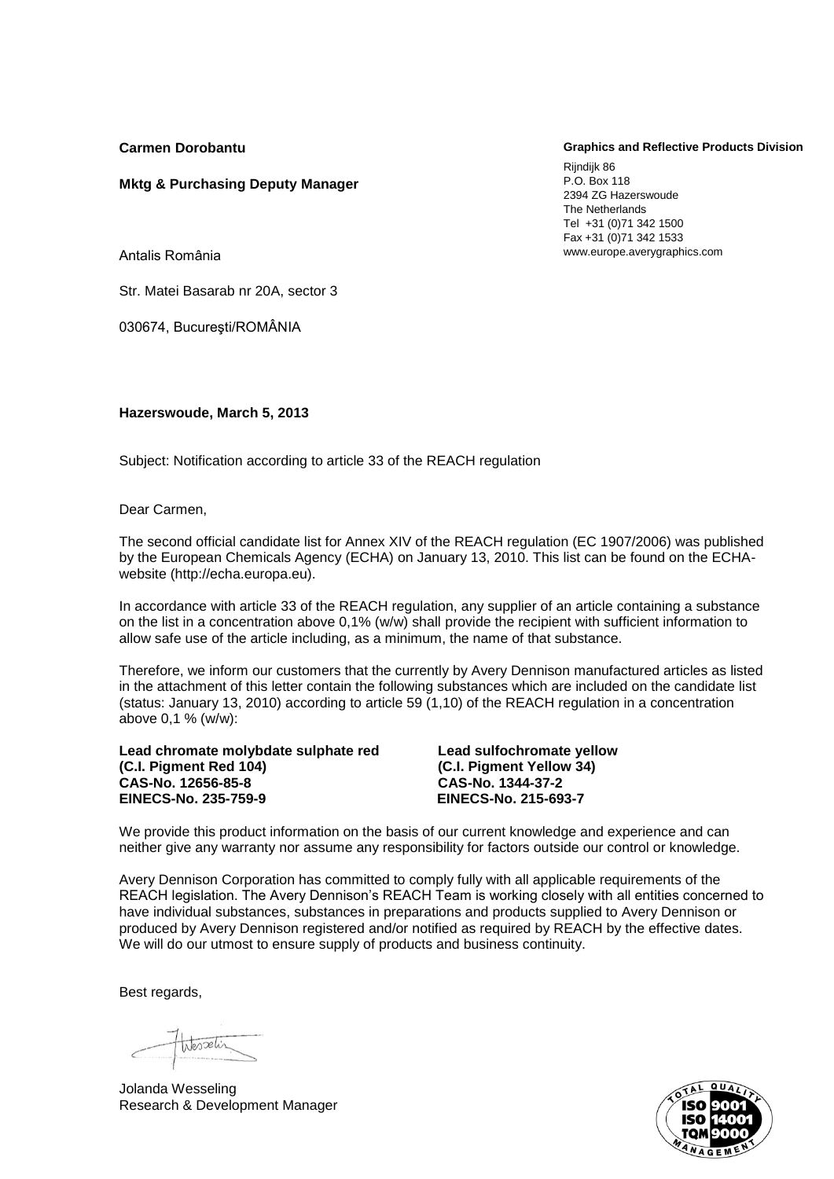**Carmen Dorobantu**

**Mktg & Purchasing Deputy Manager**

Antalis România

Str. Matei Basarab nr 20A, sector 3

030674, Bucureşti/ROMÂNIA

**Graphics and Reflective Products Division**

Rijndijk 86
P.O. Box 118
2394 ZG Hazerswoude
The Netherlands
Tel +31 (0)71 342 1500
Fax +31 (0)71 342 1533
www.europe.averygraphics.com

**Hazerswoude, March 5, 2013**

Subject: Notification according to article 33 of the REACH regulation

Dear Carmen,

The second official candidate list for Annex XIV of the REACH regulation (EC 1907/2006) was published by the European Chemicals Agency (ECHA) on January 13, 2010. This list can be found on the ECHA-website (http://echa.europa.eu).

In accordance with article 33 of the REACH regulation, any supplier of an article containing a substance on the list in a concentration above 0,1% (w/w) shall provide the recipient with sufficient information to allow safe use of the article including, as a minimum, the name of that substance.

Therefore, we inform our customers that the currently by Avery Dennison manufactured articles as listed in the attachment of this letter contain the following substances which are included on the candidate list (status: January 13, 2010) according to article 59 (1,10) of the REACH regulation in a concentration above 0,1 % (w/w):

**Lead chromate molybdate sulphate red**
**(C.I. Pigment Red 104)**
**CAS-No. 12656-85-8**
**EINECS-No. 235-759-9**

**Lead sulfochromate yellow**
**(C.I. Pigment Yellow 34)**
**CAS-No. 1344-37-2**
**EINECS-No. 215-693-7**

We provide this product information on the basis of our current knowledge and experience and can neither give any warranty nor assume any responsibility for factors outside our control or knowledge.

Avery Dennison Corporation has committed to comply fully with all applicable requirements of the REACH legislation. The Avery Dennison's REACH Team is working closely with all entities concerned to have individual substances, substances in preparations and products supplied to Avery Dennison or produced by Avery Dennison registered and/or notified as required by REACH by the effective dates. We will do our utmost to ensure supply of products and business continuity.

Best regards,

Jolanda Wesseling
Research & Development Manager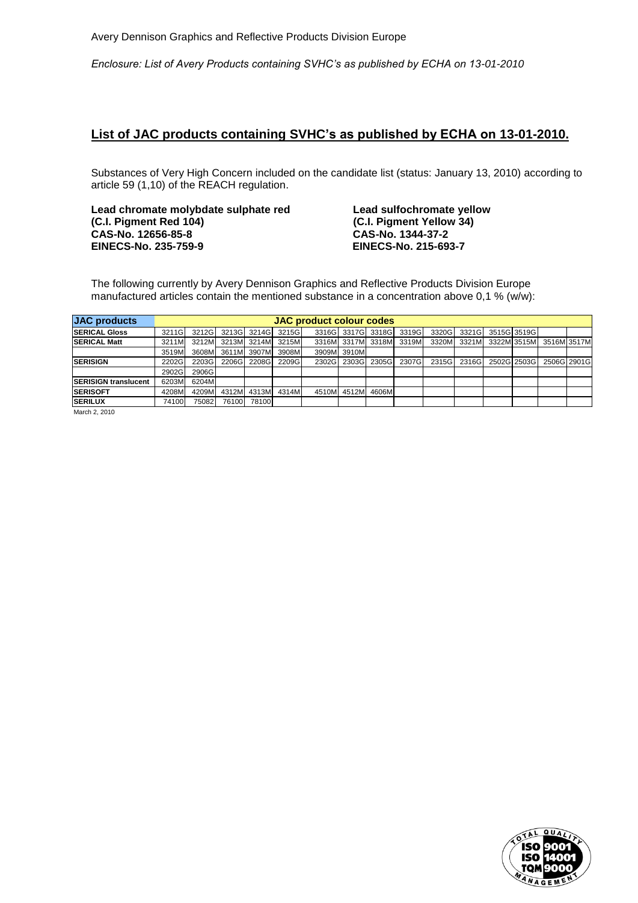Avery Dennison Graphics and Reflective Products Division Europe

*Enclosure: List of Avery Products containing SVHC's as published by ECHA on 13-01-2010*

## List of JAC products containing SVHC's as published by ECHA on 13-01-2010.

Substances of Very High Concern included on the candidate list (status: January 13, 2010) according to article 59 (1,10) of the REACH regulation.

**Lead chromate molybdate sulphate red**
**(C.I. Pigment Red 104)**
**CAS-No. 12656-85-8**
**EINECS-No. 235-759-9**

**Lead sulfochromate yellow**
**(C.I. Pigment Yellow 34)**
**CAS-No. 1344-37-2**
**EINECS-No. 215-693-7**

The following currently by Avery Dennison Graphics and Reflective Products Division Europe manufactured articles contain the mentioned substance in a concentration above 0,1 % (w/w):

| JAC products | JAC product colour codes | | | | | | | | | | | | | | |
|---|---|---|---|---|---|---|---|---|---|---|---|---|---|---|---|
| SERICAL Gloss | 3211G | 3212G | 3213G | 3214G | 3215G | 3316G | 3317G | 3318G | 3319G | 3320G | 3321G | 3515G | 3519G | | |
| SERICAL Matt | 3211M | 3212M | 3213M | 3214M | 3215M | 3316M | 3317M | 3318M | 3319M | 3320M | 3321M | 3322M | 3515M | 3516M | 3517M |
| | 3519M | 3608M | 3611M | 3907M | 3908M | 3909M | 3910M | | | | | | | | |
| SERISIGN | 2202G | 2203G | 2206G | 2208G | 2209G | 2302G | 2303G | 2305G | 2307G | 2315G | 2316G | 2502G | 2503G | 2506G | 2901G |
| | 2902G | 2906G | | | | | | | | | | | | | |
| SERISIGN translucent | 6203M | 6204M | | | | | | | | | | | | | |
| SERISOFT | 4208M | 4209M | 4312M | 4313M | 4314M | 4510M | 4512M | 4606M | | | | | | | |
| SERILUX | 74100 | 75082 | 76100 | 78100 | | | | | | | | | | | |

March 2, 2010